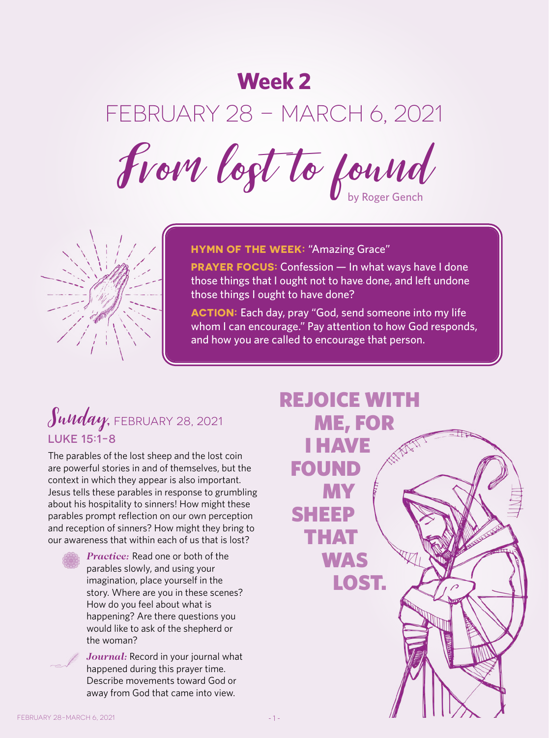# Week 2

## FEBRUARY 28 – MARCH 6, 2021

# From lost to found

by Roger Gench

**HYMN OF THE WEEK:** "Amazing Grace"

**PRAYER FOCUS:** Confession — In what ways have I done those things that I ought not to have done, and left undone those things I ought to have done?

**ACTION:** Each day, pray "God, send someone into my life whom I can encourage." Pay attention to how God responds, and how you are called to encourage that person.

## Sunday, FEBRUARY 28, 2021

### LUKE 15:1-8

The parables of the lost sheep and the lost coin are powerful stories in and of themselves, but the context in which they appear is also important. Jesus tells these parables in response to grumbling about his hospitality to sinners! How might these parables prompt reflection on our own perception and reception of sinners? How might they bring to our awareness that within each of us that is lost?

***Practice:*** Read one or both of the parables slowly, and using your imagination, place yourself in the story. Where are you in these scenes? How do you feel about what is happening? Are there questions you would like to ask of the shepherd or the woman?

***Journal:*** Record in your journal what happened during this prayer time. Describe movements toward God or away from God that came into view.

**REJOICE WITH ME, FOR I HAVE FOUND MY SHEEP THAT WAS LOST.**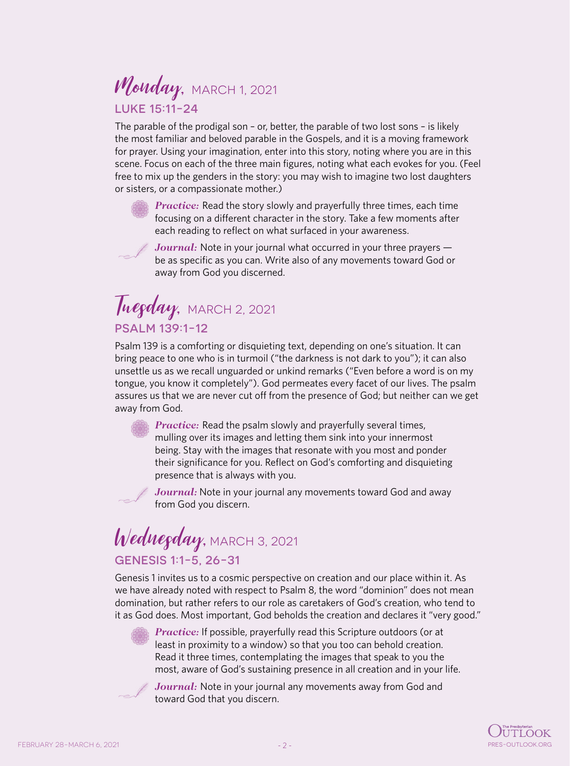## *Monday*, MARCH 1, 2021

### LUKE 15:11-24

The parable of the prodigal son – or, better, the parable of two lost sons – is likely the most familiar and beloved parable in the Gospels, and it is a moving framework for prayer. Using your imagination, enter into this story, noting where you are in this scene. Focus on each of the three main figures, noting what each evokes for you. (Feel free to mix up the genders in the story: you may wish to imagine two lost daughters or sisters, or a compassionate mother.)

***Practice:*** Read the story slowly and prayerfully three times, each time focusing on a different character in the story. Take a few moments after each reading to reflect on what surfaced in your awareness.

***Journal:*** Note in your journal what occurred in your three prayers — be as specific as you can. Write also of any movements toward God or away from God you discerned.

## *Tuesday*, MARCH 2, 2021

### PSALM 139:1-12

Psalm 139 is a comforting or disquieting text, depending on one's situation. It can bring peace to one who is in turmoil ("the darkness is not dark to you"); it can also unsettle us as we recall unguarded or unkind remarks ("Even before a word is on my tongue, you know it completely"). God permeates every facet of our lives. The psalm assures us that we are never cut off from the presence of God; but neither can we get away from God.

***Practice:*** Read the psalm slowly and prayerfully several times, mulling over its images and letting them sink into your innermost being. Stay with the images that resonate with you most and ponder their significance for you. Reflect on God's comforting and disquieting presence that is always with you.

***Journal:*** Note in your journal any movements toward God and away from God you discern.

## *Wednesday*, MARCH 3, 2021

### GENESIS 1:1-5, 26-31

Genesis 1 invites us to a cosmic perspective on creation and our place within it. As we have already noted with respect to Psalm 8, the word "dominion" does not mean domination, but rather refers to our role as caretakers of God's creation, who tend to it as God does. Most important, God beholds the creation and declares it "very good."

***Practice:*** If possible, prayerfully read this Scripture outdoors (or at least in proximity to a window) so that you too can behold creation. Read it three times, contemplating the images that speak to you the most, aware of God's sustaining presence in all creation and in your life.

***Journal:*** Note in your journal any movements away from God and toward God that you discern.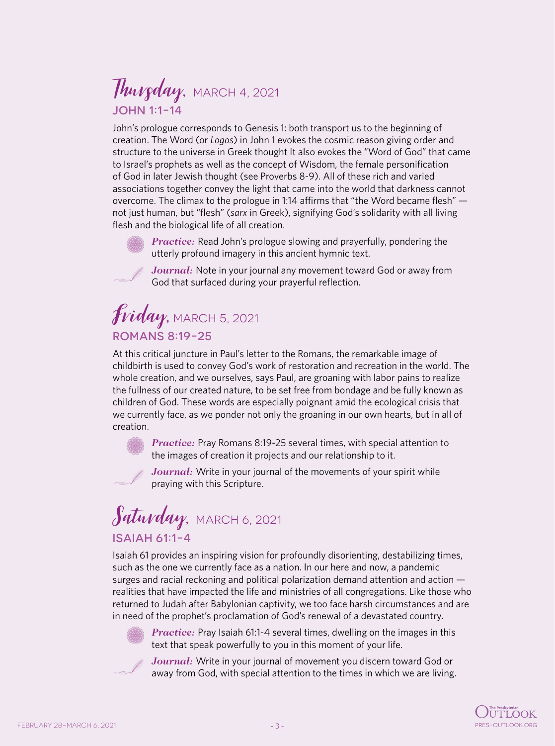## *Thursday,* MARCH 4, 2021

### JOHN 1:1-14

John's prologue corresponds to Genesis 1: both transport us to the beginning of creation. The Word (or *Logos*) in John 1 evokes the cosmic reason giving order and structure to the universe in Greek thought It also evokes the "Word of God" that came to Israel's prophets as well as the concept of Wisdom, the female personification of God in later Jewish thought (see Proverbs 8-9). All of these rich and varied associations together convey the light that came into the world that darkness cannot overcome. The climax to the prologue in 1:14 affirms that "the Word became flesh" — not just human, but "flesh" (*sarx* in Greek), signifying God's solidarity with all living flesh and the biological life of all creation.

***Practice:*** Read John's prologue slowing and prayerfully, pondering the utterly profound imagery in this ancient hymnic text.

***Journal:*** Note in your journal any movement toward God or away from God that surfaced during your prayerful reflection.

## *Friday,* MARCH 5, 2021

### ROMANS 8:19-25

At this critical juncture in Paul's letter to the Romans, the remarkable image of childbirth is used to convey God's work of restoration and recreation in the world. The whole creation, and we ourselves, says Paul, are groaning with labor pains to realize the fullness of our created nature, to be set free from bondage and be fully known as children of God. These words are especially poignant amid the ecological crisis that we currently face, as we ponder not only the groaning in our own hearts, but in all of creation.

***Practice:*** Pray Romans 8:19-25 several times, with special attention to the images of creation it projects and our relationship to it.

***Journal:*** Write in your journal of the movements of your spirit while praying with this Scripture.

## *Saturday,* MARCH 6, 2021

### ISAIAH 61:1-4

Isaiah 61 provides an inspiring vision for profoundly disorienting, destabilizing times, such as the one we currently face as a nation. In our here and now, a pandemic surges and racial reckoning and political polarization demand attention and action — realities that have impacted the life and ministries of all congregations. Like those who returned to Judah after Babylonian captivity, we too face harsh circumstances and are in need of the prophet's proclamation of God's renewal of a devastated country.

***Practice:*** Pray Isaiah 61:1-4 several times, dwelling on the images in this text that speak powerfully to you in this moment of your life.

***Journal:*** Write in your journal of movement you discern toward God or away from God, with special attention to the times in which we are living.